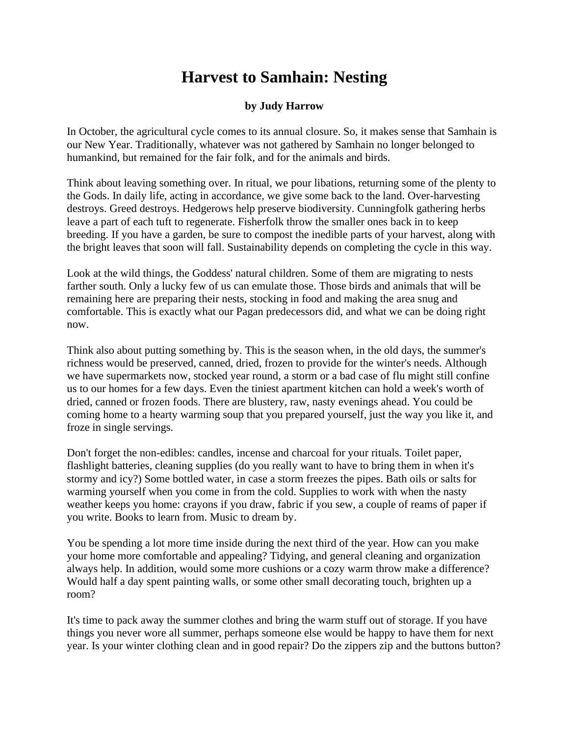# Harvest to Samhain: Nesting

**by Judy Harrow**

In October, the agricultural cycle comes to its annual closure. So, it makes sense that Samhain is our New Year. Traditionally, whatever was not gathered by Samhain no longer belonged to humankind, but remained for the fair folk, and for the animals and birds.

Think about leaving something over. In ritual, we pour libations, returning some of the plenty to the Gods. In daily life, acting in accordance, we give some back to the land. Over-harvesting destroys. Greed destroys. Hedgerows help preserve biodiversity. Cunningfolk gathering herbs leave a part of each tuft to regenerate. Fisherfolk throw the smaller ones back in to keep breeding. If you have a garden, be sure to compost the inedible parts of your harvest, along with the bright leaves that soon will fall. Sustainability depends on completing the cycle in this way.

Look at the wild things, the Goddess' natural children. Some of them are migrating to nests farther south. Only a lucky few of us can emulate those. Those birds and animals that will be remaining here are preparing their nests, stocking in food and making the area snug and comfortable. This is exactly what our Pagan predecessors did, and what we can be doing right now.

Think also about putting something by. This is the season when, in the old days, the summer's richness would be preserved, canned, dried, frozen to provide for the winter's needs. Although we have supermarkets now, stocked year round, a storm or a bad case of flu might still confine us to our homes for a few days. Even the tiniest apartment kitchen can hold a week's worth of dried, canned or frozen foods. There are blustery, raw, nasty evenings ahead. You could be coming home to a hearty warming soup that you prepared yourself, just the way you like it, and froze in single servings.

Don't forget the non-edibles: candles, incense and charcoal for your rituals. Toilet paper, flashlight batteries, cleaning supplies (do you really want to have to bring them in when it's stormy and icy?) Some bottled water, in case a storm freezes the pipes. Bath oils or salts for warming yourself when you come in from the cold. Supplies to work with when the nasty weather keeps you home: crayons if you draw, fabric if you sew, a couple of reams of paper if you write. Books to learn from. Music to dream by.

You be spending a lot more time inside during the next third of the year. How can you make your home more comfortable and appealing? Tidying, and general cleaning and organization always help. In addition, would some more cushions or a cozy warm throw make a difference? Would half a day spent painting walls, or some other small decorating touch, brighten up a room?

It's time to pack away the summer clothes and bring the warm stuff out of storage. If you have things you never wore all summer, perhaps someone else would be happy to have them for next year. Is your winter clothing clean and in good repair? Do the zippers zip and the buttons button?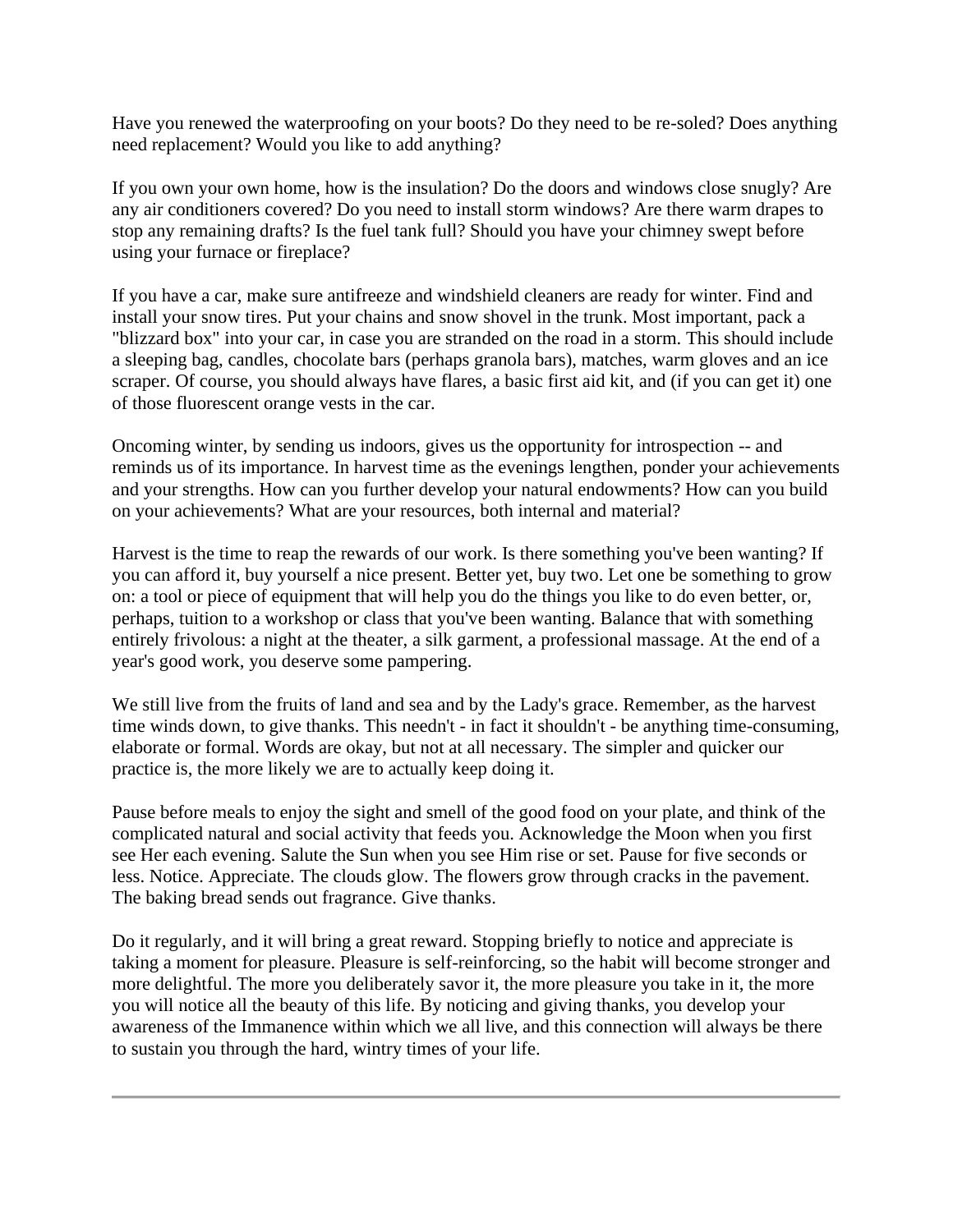Have you renewed the waterproofing on your boots? Do they need to be re-soled? Does anything need replacement? Would you like to add anything?

If you own your own home, how is the insulation? Do the doors and windows close snugly? Are any air conditioners covered? Do you need to install storm windows? Are there warm drapes to stop any remaining drafts? Is the fuel tank full? Should you have your chimney swept before using your furnace or fireplace?

If you have a car, make sure antifreeze and windshield cleaners are ready for winter. Find and install your snow tires. Put your chains and snow shovel in the trunk. Most important, pack a "blizzard box" into your car, in case you are stranded on the road in a storm. This should include a sleeping bag, candles, chocolate bars (perhaps granola bars), matches, warm gloves and an ice scraper. Of course, you should always have flares, a basic first aid kit, and (if you can get it) one of those fluorescent orange vests in the car.

Oncoming winter, by sending us indoors, gives us the opportunity for introspection -- and reminds us of its importance. In harvest time as the evenings lengthen, ponder your achievements and your strengths. How can you further develop your natural endowments? How can you build on your achievements? What are your resources, both internal and material?

Harvest is the time to reap the rewards of our work. Is there something you've been wanting? If you can afford it, buy yourself a nice present. Better yet, buy two. Let one be something to grow on: a tool or piece of equipment that will help you do the things you like to do even better, or, perhaps, tuition to a workshop or class that you've been wanting. Balance that with something entirely frivolous: a night at the theater, a silk garment, a professional massage. At the end of a year's good work, you deserve some pampering.

We still live from the fruits of land and sea and by the Lady's grace. Remember, as the harvest time winds down, to give thanks. This needn't - in fact it shouldn't - be anything time-consuming, elaborate or formal. Words are okay, but not at all necessary. The simpler and quicker our practice is, the more likely we are to actually keep doing it.

Pause before meals to enjoy the sight and smell of the good food on your plate, and think of the complicated natural and social activity that feeds you. Acknowledge the Moon when you first see Her each evening. Salute the Sun when you see Him rise or set. Pause for five seconds or less. Notice. Appreciate. The clouds glow. The flowers grow through cracks in the pavement. The baking bread sends out fragrance. Give thanks.

Do it regularly, and it will bring a great reward. Stopping briefly to notice and appreciate is taking a moment for pleasure. Pleasure is self-reinforcing, so the habit will become stronger and more delightful. The more you deliberately savor it, the more pleasure you take in it, the more you will notice all the beauty of this life. By noticing and giving thanks, you develop your awareness of the Immanence within which we all live, and this connection will always be there to sustain you through the hard, wintry times of your life.

---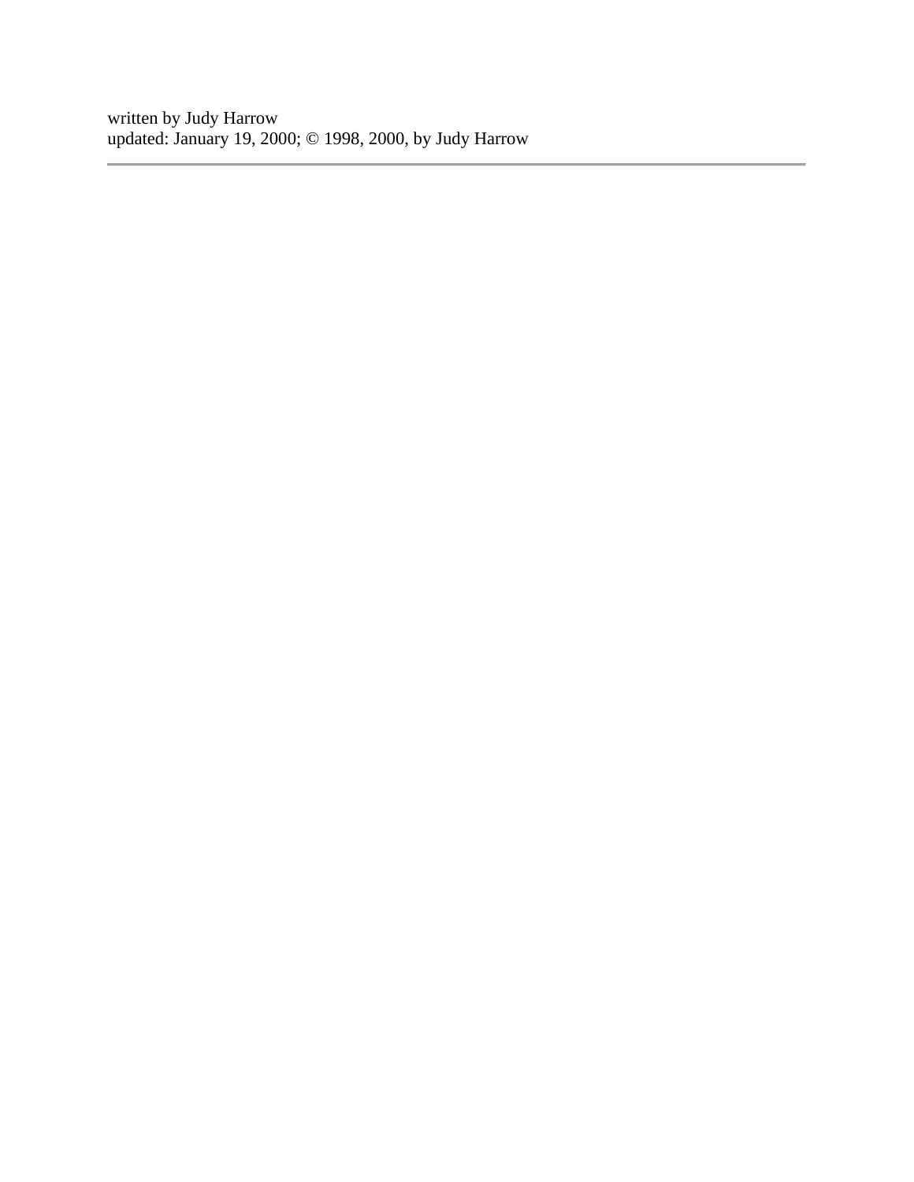written by Judy Harrow
updated: January 19, 2000; © 1998, 2000, by Judy Harrow

---